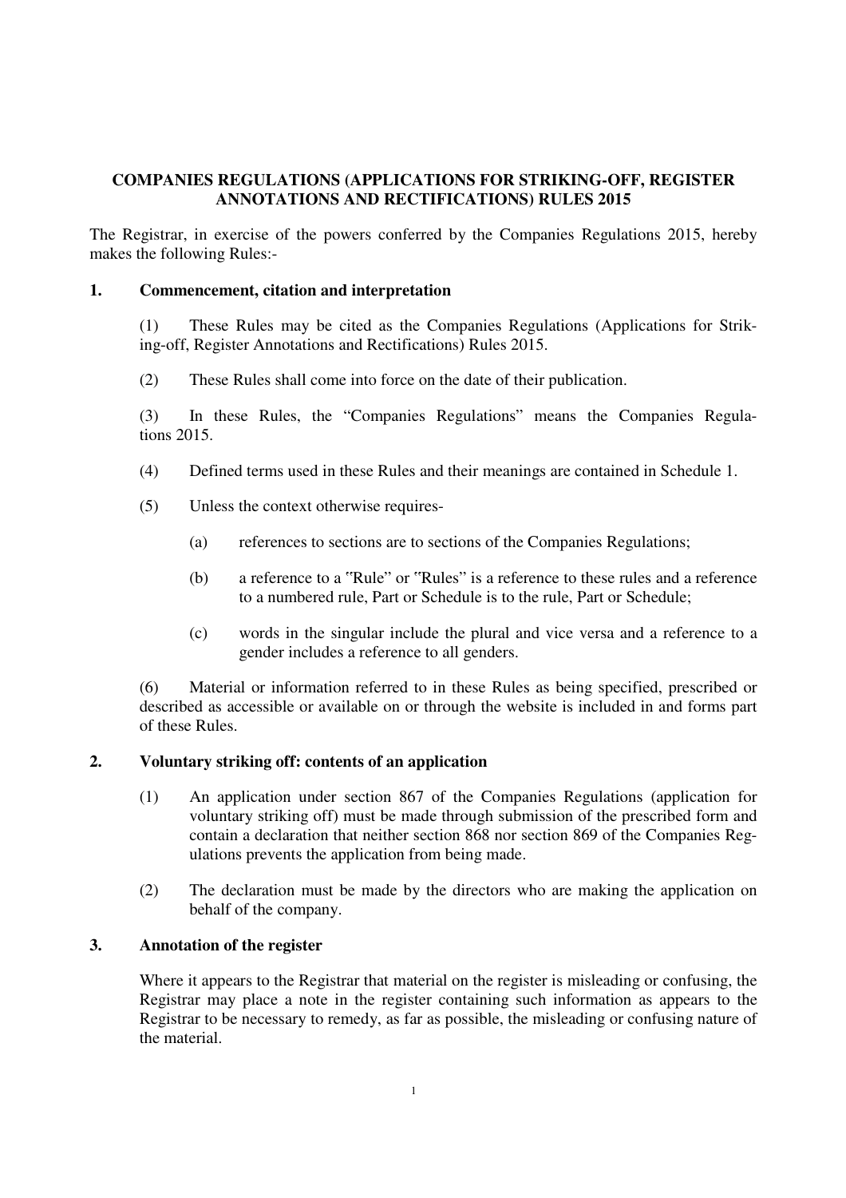# COMPANIES REGULATIONS (APPLICATIONS FOR STRIKING-OFF, REGISTER ANNOTATIONS AND RECTIFICATIONS) RULES 2015

The Registrar, in exercise of the powers conferred by the Companies Regulations 2015, hereby makes the following Rules:-

## 1. Commencement, citation and interpretation

(1) These Rules may be cited as the Companies Regulations (Applications for Striking-off, Register Annotations and Rectifications) Rules 2015.

(2) These Rules shall come into force on the date of their publication.

(3) In these Rules, the "Companies Regulations" means the Companies Regulations 2015.

(4) Defined terms used in these Rules and their meanings are contained in Schedule 1.

(5) Unless the context otherwise requires-

(a) references to sections are to sections of the Companies Regulations;

(b) a reference to a "Rule" or "Rules" is a reference to these rules and a reference to a numbered rule, Part or Schedule is to the rule, Part or Schedule;

(c) words in the singular include the plural and vice versa and a reference to a gender includes a reference to all genders.

(6) Material or information referred to in these Rules as being specified, prescribed or described as accessible or available on or through the website is included in and forms part of these Rules.

## 2. Voluntary striking off: contents of an application

(1) An application under section 867 of the Companies Regulations (application for voluntary striking off) must be made through submission of the prescribed form and contain a declaration that neither section 868 nor section 869 of the Companies Regulations prevents the application from being made.

(2) The declaration must be made by the directors who are making the application on behalf of the company.

## 3. Annotation of the register

Where it appears to the Registrar that material on the register is misleading or confusing, the Registrar may place a note in the register containing such information as appears to the Registrar to be necessary to remedy, as far as possible, the misleading or confusing nature of the material.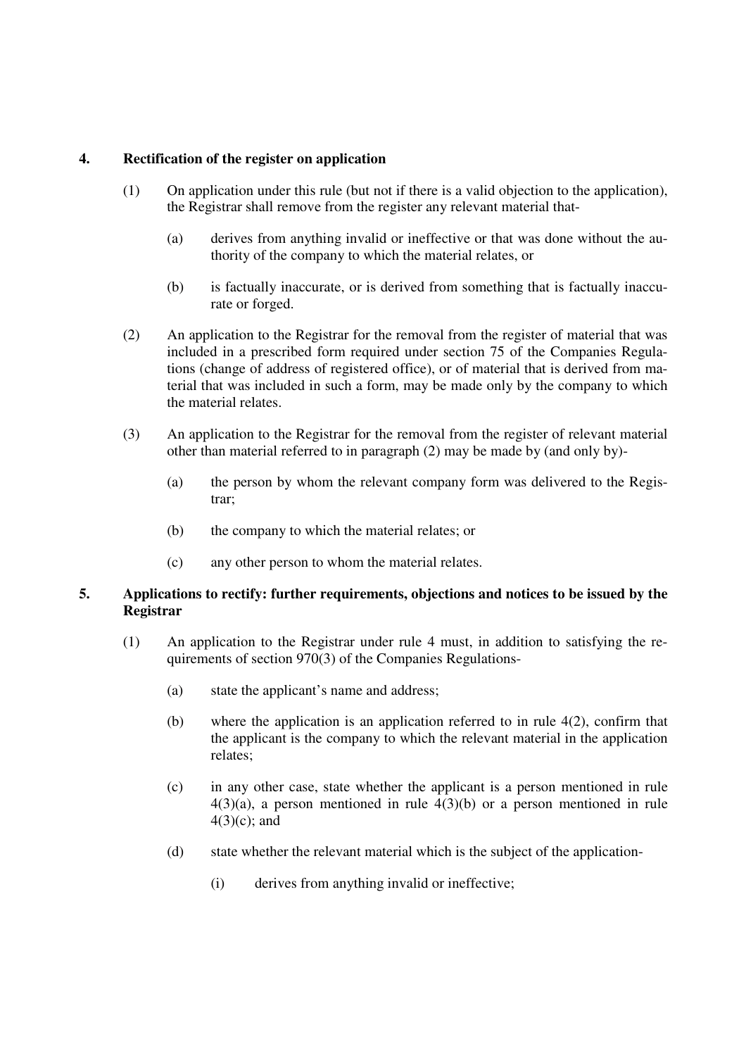**4. Rectification of the register on application**

(1) On application under this rule (but not if there is a valid objection to the application), the Registrar shall remove from the register any relevant material that-

(a) derives from anything invalid or ineffective or that was done without the authority of the company to which the material relates, or

(b) is factually inaccurate, or is derived from something that is factually inaccurate or forged.

(2) An application to the Registrar for the removal from the register of material that was included in a prescribed form required under section 75 of the Companies Regulations (change of address of registered office), or of material that is derived from material that was included in such a form, may be made only by the company to which the material relates.

(3) An application to the Registrar for the removal from the register of relevant material other than material referred to in paragraph (2) may be made by (and only by)-

(a) the person by whom the relevant company form was delivered to the Registrar;

(b) the company to which the material relates; or

(c) any other person to whom the material relates.

**5. Applications to rectify: further requirements, objections and notices to be issued by the Registrar**

(1) An application to the Registrar under rule 4 must, in addition to satisfying the requirements of section 970(3) of the Companies Regulations-

(a) state the applicant's name and address;

(b) where the application is an application referred to in rule 4(2), confirm that the applicant is the company to which the relevant material in the application relates;

(c) in any other case, state whether the applicant is a person mentioned in rule 4(3)(a), a person mentioned in rule 4(3)(b) or a person mentioned in rule 4(3)(c); and

(d) state whether the relevant material which is the subject of the application-

(i) derives from anything invalid or ineffective;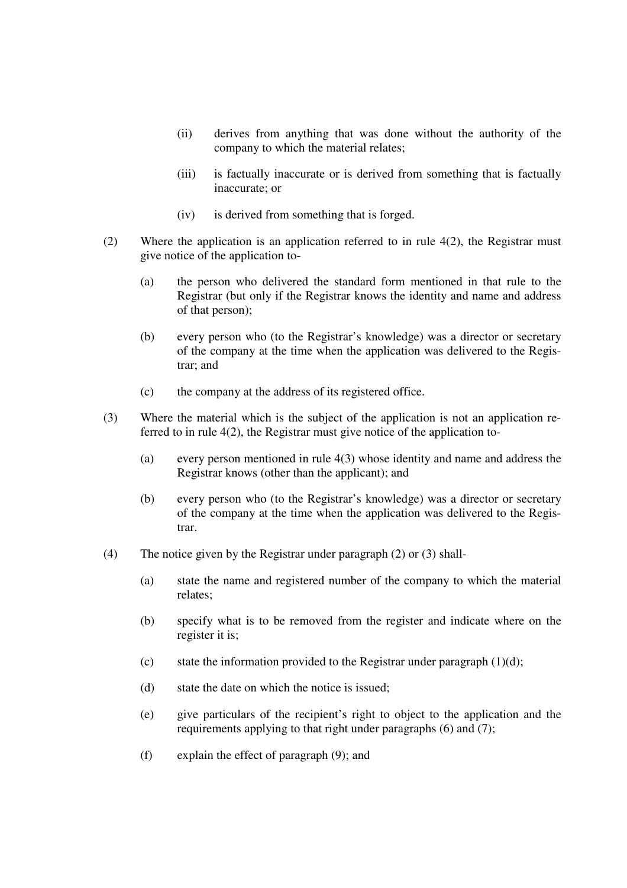(ii) derives from anything that was done without the authority of the company to which the material relates;

(iii) is factually inaccurate or is derived from something that is factually inaccurate; or

(iv) is derived from something that is forged.

(2) Where the application is an application referred to in rule 4(2), the Registrar must give notice of the application to-

(a) the person who delivered the standard form mentioned in that rule to the Registrar (but only if the Registrar knows the identity and name and address of that person);

(b) every person who (to the Registrar's knowledge) was a director or secretary of the company at the time when the application was delivered to the Registrar; and

(c) the company at the address of its registered office.

(3) Where the material which is the subject of the application is not an application referred to in rule 4(2), the Registrar must give notice of the application to-

(a) every person mentioned in rule 4(3) whose identity and name and address the Registrar knows (other than the applicant); and

(b) every person who (to the Registrar's knowledge) was a director or secretary of the company at the time when the application was delivered to the Registrar.

(4) The notice given by the Registrar under paragraph (2) or (3) shall-

(a) state the name and registered number of the company to which the material relates;

(b) specify what is to be removed from the register and indicate where on the register it is;

(c) state the information provided to the Registrar under paragraph (1)(d);

(d) state the date on which the notice is issued;

(e) give particulars of the recipient's right to object to the application and the requirements applying to that right under paragraphs (6) and (7);

(f) explain the effect of paragraph (9); and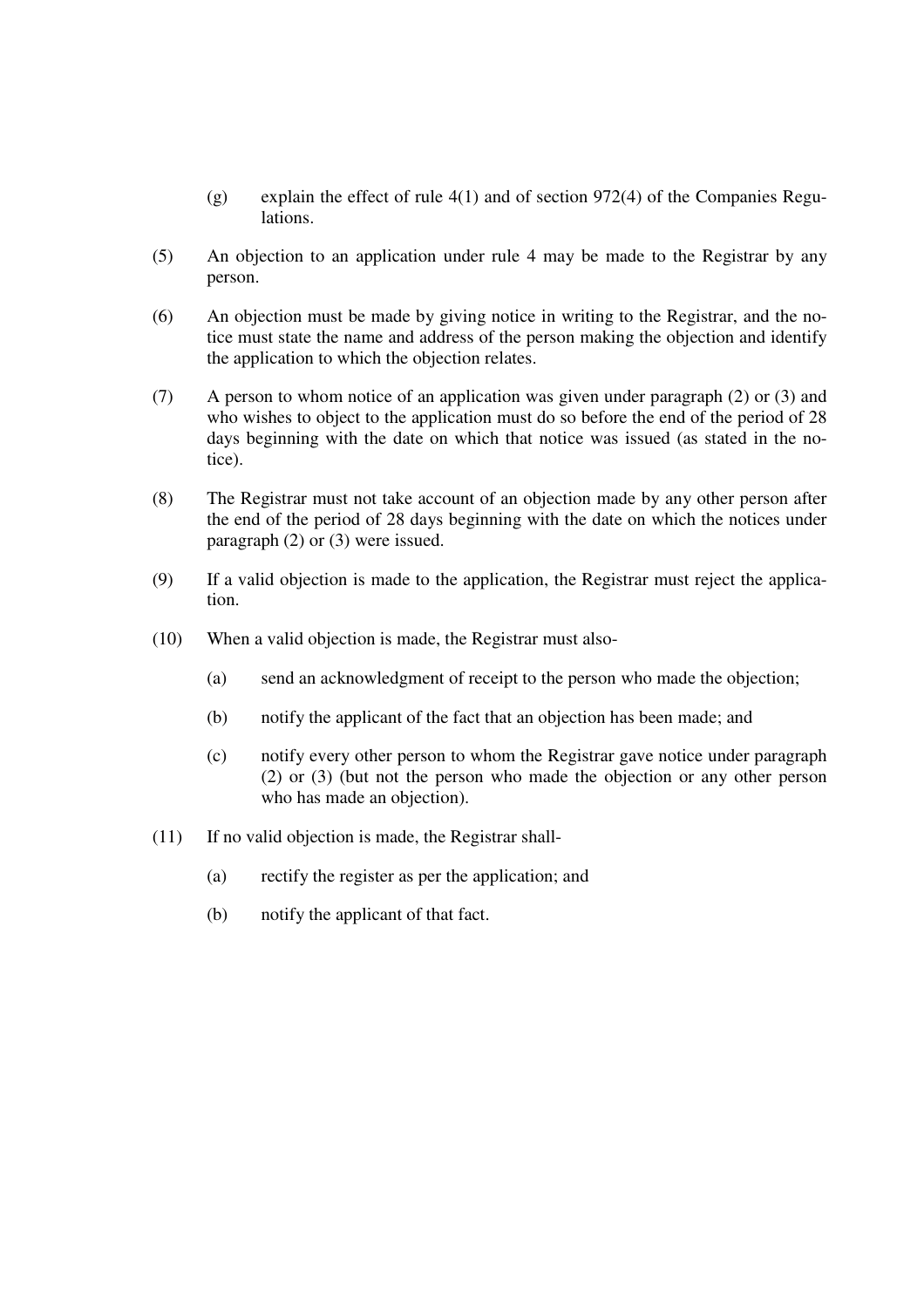(g) explain the effect of rule 4(1) and of section 972(4) of the Companies Regulations.

(5) An objection to an application under rule 4 may be made to the Registrar by any person.

(6) An objection must be made by giving notice in writing to the Registrar, and the notice must state the name and address of the person making the objection and identify the application to which the objection relates.

(7) A person to whom notice of an application was given under paragraph (2) or (3) and who wishes to object to the application must do so before the end of the period of 28 days beginning with the date on which that notice was issued (as stated in the notice).

(8) The Registrar must not take account of an objection made by any other person after the end of the period of 28 days beginning with the date on which the notices under paragraph (2) or (3) were issued.

(9) If a valid objection is made to the application, the Registrar must reject the application.

(10) When a valid objection is made, the Registrar must also-

   (a) send an acknowledgment of receipt to the person who made the objection;

   (b) notify the applicant of the fact that an objection has been made; and

   (c) notify every other person to whom the Registrar gave notice under paragraph (2) or (3) (but not the person who made the objection or any other person who has made an objection).

(11) If no valid objection is made, the Registrar shall-

   (a) rectify the register as per the application; and

   (b) notify the applicant of that fact.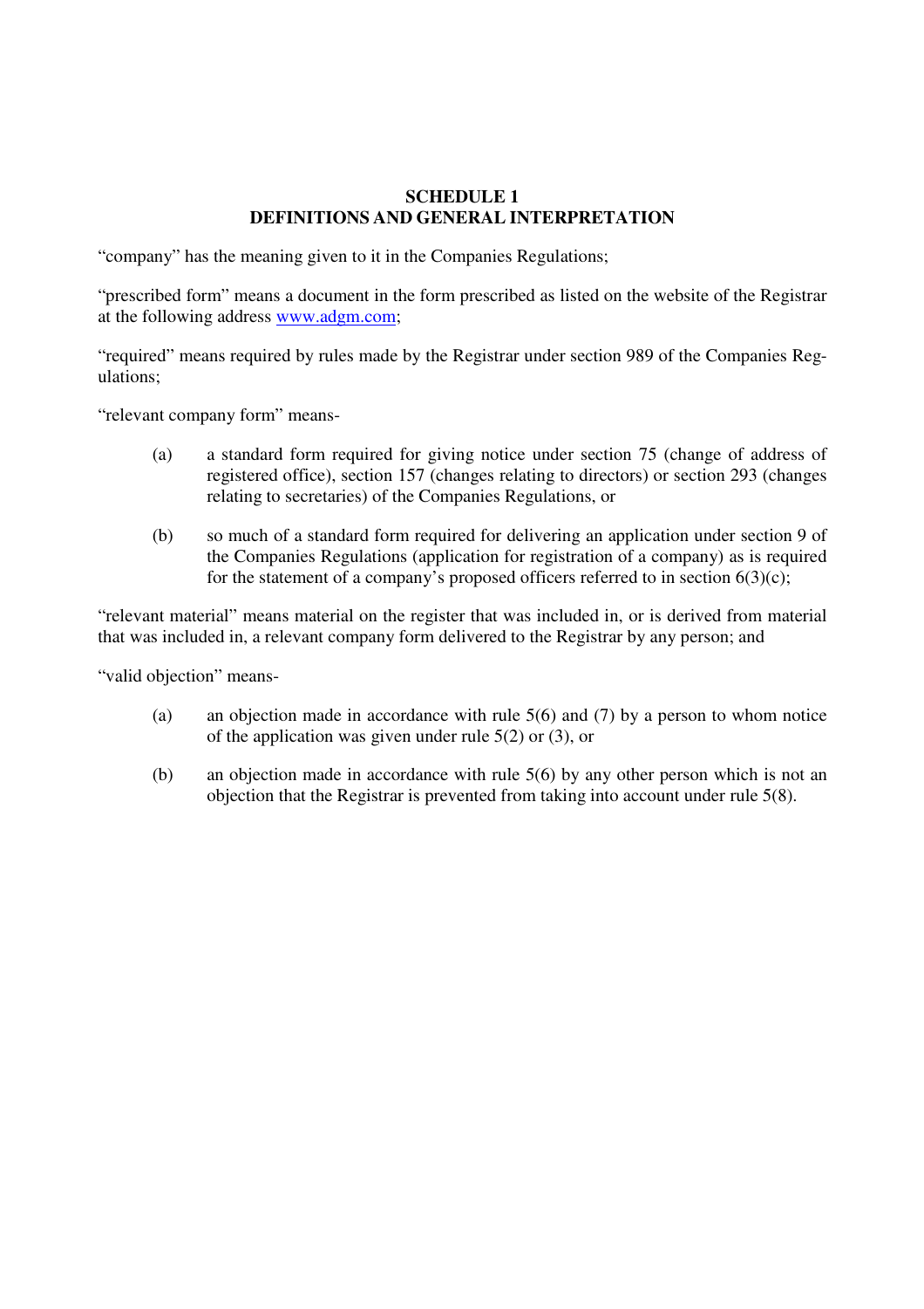## SCHEDULE 1
## DEFINITIONS AND GENERAL INTERPRETATION

"company" has the meaning given to it in the Companies Regulations;

"prescribed form" means a document in the form prescribed as listed on the website of the Registrar at the following address www.adgm.com;

"required" means required by rules made by the Registrar under section 989 of the Companies Regulations;

"relevant company form" means-

(a) a standard form required for giving notice under section 75 (change of address of registered office), section 157 (changes relating to directors) or section 293 (changes relating to secretaries) of the Companies Regulations, or

(b) so much of a standard form required for delivering an application under section 9 of the Companies Regulations (application for registration of a company) as is required for the statement of a company's proposed officers referred to in section 6(3)(c);

"relevant material" means material on the register that was included in, or is derived from material that was included in, a relevant company form delivered to the Registrar by any person; and

"valid objection" means-

(a) an objection made in accordance with rule 5(6) and (7) by a person to whom notice of the application was given under rule 5(2) or (3), or

(b) an objection made in accordance with rule 5(6) by any other person which is not an objection that the Registrar is prevented from taking into account under rule 5(8).